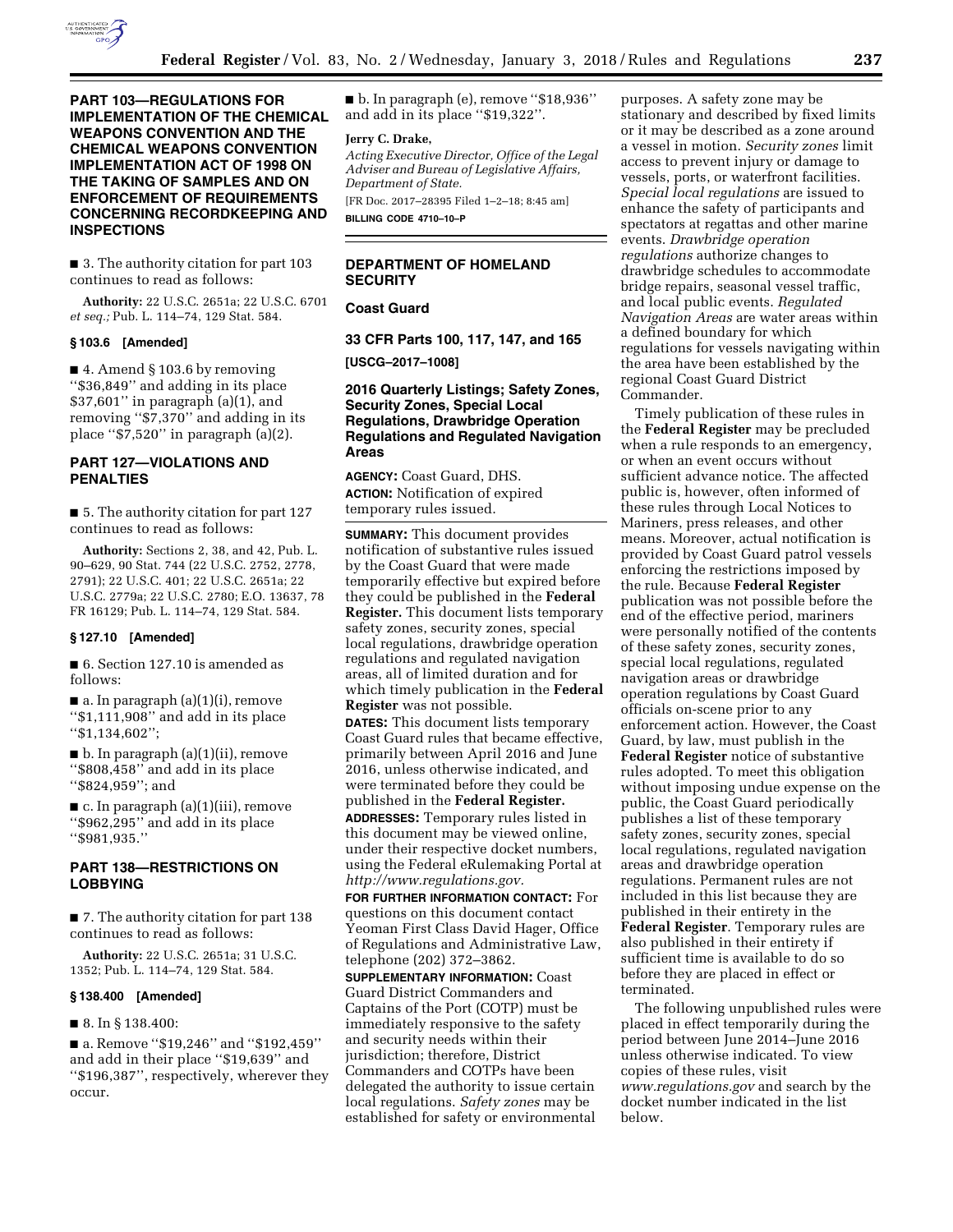## PART 103—REGULATIONS FOR IMPLEMENTATION OF THE CHEMICAL WEAPONS CONVENTION AND THE CHEMICAL WEAPONS CONVENTION IMPLEMENTATION ACT OF 1998 ON THE TAKING OF SAMPLES AND ON ENFORCEMENT OF REQUIREMENTS CONCERNING RECORDKEEPING AND INSPECTIONS

■ 3. The authority citation for part 103 continues to read as follows:

**Authority:** 22 U.S.C. 2651a; 22 U.S.C. 6701 *et seq.;* Pub. L. 114–74, 129 Stat. 584.

### § 103.6 [Amended]

■ 4. Amend § 103.6 by removing ''$36,849'' and adding in its place $37,601'' in paragraph (a)(1), and removing ''$7,370'' and adding in its place ''$7,520'' in paragraph (a)(2).

## PART 127—VIOLATIONS AND PENALTIES

■ 5. The authority citation for part 127 continues to read as follows:

**Authority:** Sections 2, 38, and 42, Pub. L. 90–629, 90 Stat. 744 (22 U.S.C. 2752, 2778, 2791); 22 U.S.C. 401; 22 U.S.C. 2651a; 22 U.S.C. 2779a; 22 U.S.C. 2780; E.O. 13637, 78 FR 16129; Pub. L. 114–74, 129 Stat. 584.

### § 127.10 [Amended]

■ 6. Section 127.10 is amended as follows:

■ a. In paragraph (a)(1)(i), remove ''$1,111,908'' and add in its place ''$1,134,602'';

■ b. In paragraph (a)(1)(ii), remove ''$808,458'' and add in its place ''$824,959''; and

■ c. In paragraph (a)(1)(iii), remove ''$962,295'' and add in its place ''$981,935.''

## PART 138—RESTRICTIONS ON LOBBYING

■ 7. The authority citation for part 138 continues to read as follows:

**Authority:** 22 U.S.C. 2651a; 31 U.S.C. 1352; Pub. L. 114–74, 129 Stat. 584.

### § 138.400 [Amended]

■ 8. In § 138.400:

■ a. Remove ''$19,246'' and ''$192,459'' and add in their place ''$19,639'' and ''$196,387'', respectively, wherever they occur.

■ b. In paragraph (e), remove ''$18,936'' and add in its place ''$19,322''.

**Jerry C. Drake,**

*Acting Executive Director, Office of the Legal Adviser and Bureau of Legislative Affairs, Department of State.*

[FR Doc. 2017–28395 Filed 1–2–18; 8:45 am]

**BILLING CODE 4710–10–P**

---

## DEPARTMENT OF HOMELAND SECURITY

### Coast Guard

### 33 CFR Parts 100, 117, 147, and 165

**[USCG–2017–1008]**

### 2016 Quarterly Listings; Safety Zones, Security Zones, Special Local Regulations, Drawbridge Operation Regulations and Regulated Navigation Areas

**AGENCY:** Coast Guard, DHS.

**ACTION:** Notification of expired temporary rules issued.

**SUMMARY:** This document provides notification of substantive rules issued by the Coast Guard that were made temporarily effective but expired before they could be published in the **Federal Register.** This document lists temporary safety zones, security zones, special local regulations, drawbridge operation regulations and regulated navigation areas, all of limited duration and for which timely publication in the **Federal Register** was not possible.

**DATES:** This document lists temporary Coast Guard rules that became effective, primarily between April 2016 and June 2016, unless otherwise indicated, and were terminated before they could be published in the **Federal Register.**

**ADDRESSES:** Temporary rules listed in this document may be viewed online, under their respective docket numbers, using the Federal eRulemaking Portal at *http://www.regulations.gov.*

**FOR FURTHER INFORMATION CONTACT:** For questions on this document contact Yeoman First Class David Hager, Office of Regulations and Administrative Law, telephone (202) 372–3862.

**SUPPLEMENTARY INFORMATION:** Coast Guard District Commanders and Captains of the Port (COTP) must be immediately responsive to the safety and security needs within their jurisdiction; therefore, District Commanders and COTPs have been delegated the authority to issue certain local regulations. *Safety zones* may be established for safety or environmental purposes. A safety zone may be stationary and described by fixed limits or it may be described as a zone around a vessel in motion. *Security zones* limit access to prevent injury or damage to vessels, ports, or waterfront facilities. *Special local regulations* are issued to enhance the safety of participants and spectators at regattas and other marine events. *Drawbridge operation regulations* authorize changes to drawbridge schedules to accommodate bridge repairs, seasonal vessel traffic, and local public events. *Regulated Navigation Areas* are water areas within a defined boundary for which regulations for vessels navigating within the area have been established by the regional Coast Guard District Commander.

Timely publication of these rules in the **Federal Register** may be precluded when a rule responds to an emergency, or when an event occurs without sufficient advance notice. The affected public is, however, often informed of these rules through Local Notices to Mariners, press releases, and other means. Moreover, actual notification is provided by Coast Guard patrol vessels enforcing the restrictions imposed by the rule. Because **Federal Register** publication was not possible before the end of the effective period, mariners were personally notified of the contents of these safety zones, security zones, special local regulations, regulated navigation areas or drawbridge operation regulations by Coast Guard officials on-scene prior to any enforcement action. However, the Coast Guard, by law, must publish in the **Federal Register** notice of substantive rules adopted. To meet this obligation without imposing undue expense on the public, the Coast Guard periodically publishes a list of these temporary safety zones, security zones, special local regulations, regulated navigation areas and drawbridge operation regulations. Permanent rules are not included in this list because they are published in their entirety in the **Federal Register**. Temporary rules are also published in their entirety if sufficient time is available to do so before they are placed in effect or terminated.

The following unpublished rules were placed in effect temporarily during the period between June 2014–June 2016 unless otherwise indicated. To view copies of these rules, visit *www.regulations.gov* and search by the docket number indicated in the list below.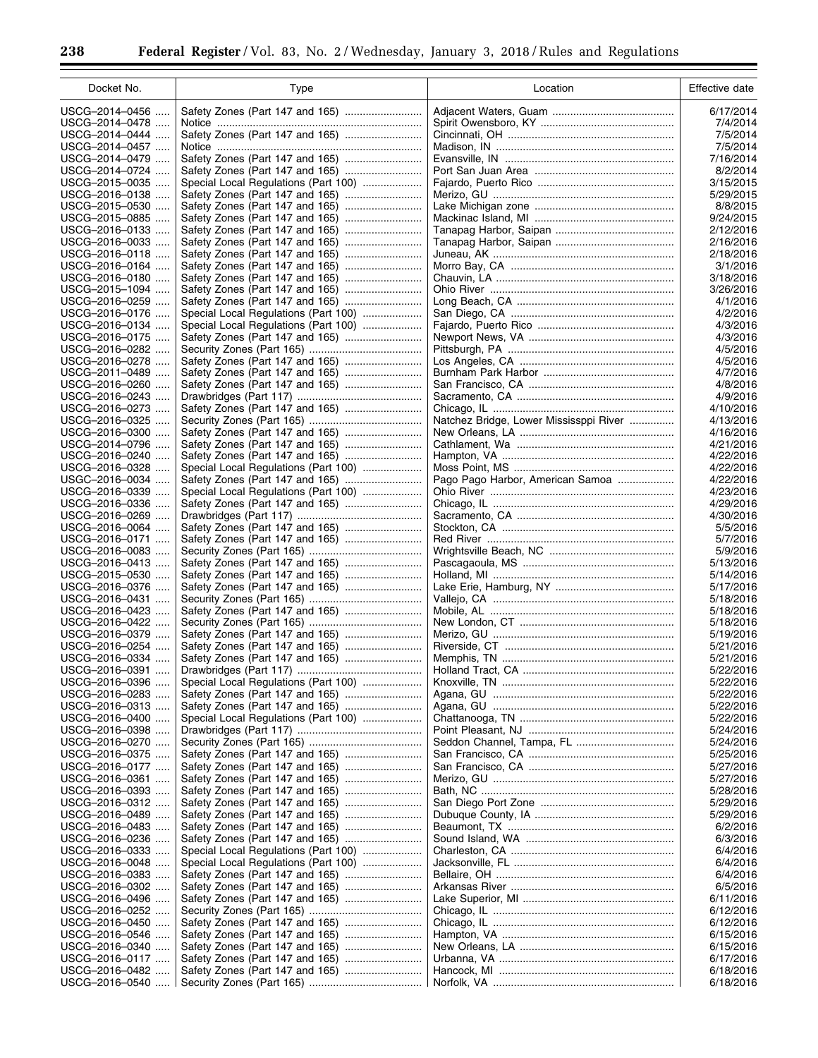| Docket No. | Type | Location | Effective date |
|---|---|---|---|
| USCG–2014–0456 | Safety Zones (Part 147 and 165) | Adjacent Waters, Guam | 6/17/2014 |
| USCG–2014–0478 | Notice | Spirit Owensboro, KY | 7/4/2014 |
| USCG–2014–0444 | Safety Zones (Part 147 and 165) | Cincinnati, OH | 7/5/2014 |
| USCG–2014–0457 | Notice | Madison, IN | 7/5/2014 |
| USCG–2014–0479 | Safety Zones (Part 147 and 165) | Evansville, IN | 7/16/2014 |
| USCG–2014–0724 | Safety Zones (Part 147 and 165) | Port San Juan Area | 8/2/2014 |
| USCG–2015–0035 | Special Local Regulations (Part 100) | Fajardo, Puerto Rico | 3/15/2015 |
| USCG–2016–0138 | Safety Zones (Part 147 and 165) | Merizo, GU | 5/29/2015 |
| USCG–2015–0530 | Safety Zones (Part 147 and 165) | Lake Michigan zone | 8/8/2015 |
| USCG–2015–0885 | Safety Zones (Part 147 and 165) | Mackinac Island, MI | 9/24/2015 |
| USCG–2016–0133 | Safety Zones (Part 147 and 165) | Tanapag Harbor, Saipan | 2/12/2016 |
| USCG–2016–0033 | Safety Zones (Part 147 and 165) | Tanapag Harbor, Saipan | 2/16/2016 |
| USCG–2016–0118 | Safety Zones (Part 147 and 165) | Juneau, AK | 2/18/2016 |
| USCG–2016–0164 | Safety Zones (Part 147 and 165) | Morro Bay, CA | 3/1/2016 |
| USCG–2016–0180 | Safety Zones (Part 147 and 165) | Chauvin, LA | 3/18/2016 |
| USCG–2015–1094 | Safety Zones (Part 147 and 165) | Ohio River | 3/26/2016 |
| USCG–2016–0259 | Safety Zones (Part 147 and 165) | Long Beach, CA | 4/1/2016 |
| USCG–2016–0176 | Special Local Regulations (Part 100) | San Diego, CA | 4/2/2016 |
| USCG–2016–0134 | Special Local Regulations (Part 100) | Fajardo, Puerto Rico | 4/3/2016 |
| USCG–2016–0175 | Safety Zones (Part 147 and 165) | Newport News, VA | 4/3/2016 |
| USCG–2016–0282 | Security Zones (Part 165) | Pittsburgh, PA | 4/5/2016 |
| USCG–2016–0278 | Safety Zones (Part 147 and 165) | Los Angeles, CA | 4/5/2016 |
| USCG–2011–0489 | Safety Zones (Part 147 and 165) | Burnham Park Harbor | 4/7/2016 |
| USCG–2016–0260 | Safety Zones (Part 147 and 165) | San Francisco, CA | 4/8/2016 |
| USCG–2016–0243 | Drawbridges (Part 117) | Sacramento, CA | 4/9/2016 |
| USCG–2016–0273 | Safety Zones (Part 147 and 165) | Chicago, IL | 4/10/2016 |
| USCG–2016–0325 | Security Zones (Part 165) | Natchez Bridge, Lower Mississppi River | 4/13/2016 |
| USCG–2016–0300 | Safety Zones (Part 147 and 165) | New Orleans, LA | 4/16/2016 |
| USCG–2014–0796 | Safety Zones (Part 147 and 165) | Cathlament, Wa | 4/21/2016 |
| USCG–2016–0240 | Safety Zones (Part 147 and 165) | Hampton, VA | 4/22/2016 |
| USCG–2016–0328 | Special Local Regulations (Part 100) | Moss Point, MS | 4/22/2016 |
| USGC–2016–0034 | Safety Zones (Part 147 and 165) | Pago Pago Harbor, American Samoa | 4/22/2016 |
| USCG–2016–0339 | Special Local Regulations (Part 100) | Ohio River | 4/23/2016 |
| USCG–2016–0336 | Safety Zones (Part 147 and 165) | Chicago, IL | 4/29/2016 |
| USCG–2016–0269 | Drawbridges (Part 117) | Sacramento, CA | 4/30/2016 |
| USCG–2016–0064 | Safety Zones (Part 147 and 165) | Stockton, CA | 5/5/2016 |
| USCG–2016–0171 | Safety Zones (Part 147 and 165) | Red River | 5/7/2016 |
| USCG–2016–0083 | Security Zones (Part 165) | Wrightsville Beach, NC | 5/9/2016 |
| USCG–2016–0413 | Safety Zones (Part 147 and 165) | Pascagaoula, MS | 5/13/2016 |
| USCG–2015–0530 | Safety Zones (Part 147 and 165) | Holland, MI | 5/14/2016 |
| USCG–2016–0376 | Safety Zones (Part 147 and 165) | Lake Erie, Hamburg, NY | 5/17/2016 |
| USCG–2016–0431 | Security Zones (Part 165) | Vallejo, CA | 5/18/2016 |
| USCG–2016–0423 | Safety Zones (Part 147 and 165) | Mobile, AL | 5/18/2016 |
| USCG–2016–0422 | Security Zones (Part 165) | New London, CT | 5/18/2016 |
| USCG–2016–0379 | Safety Zones (Part 147 and 165) | Merizo, GU | 5/19/2016 |
| USCG–2016–0254 | Safety Zones (Part 147 and 165) | Riverside, CT | 5/21/2016 |
| USCG–2016–0334 | Safety Zones (Part 147 and 165) | Memphis, TN | 5/21/2016 |
| USCG–2016–0391 | Drawbridges (Part 117) | Holland Tract, CA | 5/22/2016 |
| USCG–2016–0396 | Special Local Regulations (Part 100) | Knoxville, TN | 5/22/2016 |
| USCG–2016–0283 | Safety Zones (Part 147 and 165) | Agana, GU | 5/22/2016 |
| USCG–2016–0313 | Safety Zones (Part 147 and 165) | Agana, GU | 5/22/2016 |
| USCG–2016–0400 | Special Local Regulations (Part 100) | Chattanooga, TN | 5/22/2016 |
| USCG–2016–0398 | Drawbridges (Part 117) | Point Pleasant, NJ | 5/24/2016 |
| USCG–2016–0270 | Security Zones (Part 165) | Seddon Channel, Tampa, FL | 5/24/2016 |
| USCG–2016–0375 | Safety Zones (Part 147 and 165) | San Francisco, CA | 5/25/2016 |
| USCG–2016–0177 | Safety Zones (Part 147 and 165) | San Francisco, CA | 5/27/2016 |
| USCG–2016–0361 | Safety Zones (Part 147 and 165) | Merizo, GU | 5/27/2016 |
| USCG–2016–0393 | Safety Zones (Part 147 and 165) | Bath, NC | 5/28/2016 |
| USCG–2016–0312 | Safety Zones (Part 147 and 165) | San Diego Port Zone | 5/29/2016 |
| USCG–2016–0489 | Safety Zones (Part 147 and 165) | Dubuque County, IA | 5/29/2016 |
| USCG–2016–0483 | Safety Zones (Part 147 and 165) | Beaumont, TX | 6/2/2016 |
| USCG–2016–0236 | Safety Zones (Part 147 and 165) | Sound Island, WA | 6/3/2016 |
| USCG–2016–0333 | Special Local Regulations (Part 100) | Charleston, CA | 6/4/2016 |
| USCG–2016–0048 | Special Local Regulations (Part 100) | Jacksonville, FL | 6/4/2016 |
| USCG–2016–0383 | Safety Zones (Part 147 and 165) | Bellaire, OH | 6/4/2016 |
| USCG–2016–0302 | Safety Zones (Part 147 and 165) | Arkansas River | 6/5/2016 |
| USCG–2016–0496 | Safety Zones (Part 147 and 165) | Lake Superior, MI | 6/11/2016 |
| USCG–2016–0252 | Security Zones (Part 165) | Chicago, IL | 6/12/2016 |
| USCG–2016–0450 | Safety Zones (Part 147 and 165) | Chicago, IL | 6/12/2016 |
| USCG–2016–0546 | Safety Zones (Part 147 and 165) | Hampton, VA | 6/15/2016 |
| USCG–2016–0340 | Safety Zones (Part 147 and 165) | New Orleans, LA | 6/15/2016 |
| USCG–2016–0117 | Safety Zones (Part 147 and 165) | Urbanna, VA | 6/17/2016 |
| USCG–2016–0482 | Safety Zones (Part 147 and 165) | Hancock, MI | 6/18/2016 |
| USCG–2016–0540 | Security Zones (Part 165) | Norfolk, VA | 6/18/2016 |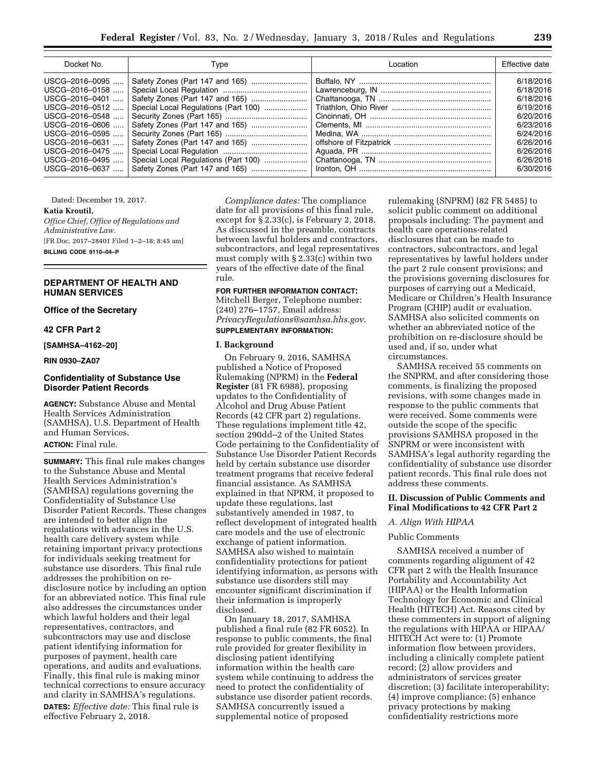| Docket No. | Type | Location | Effective date |
|---|---|---|---|
| USCG–2016–0095 | Safety Zones (Part 147 and 165) | Buffalo, NY | 6/18/2016 |
| USCG–2016–0158 | Special Local Regulation | Lawrenceburg, IN | 6/18/2016 |
| USCG–2016–0401 | Safety Zones (Part 147 and 165) | Chattanooga, TN | 6/18/2016 |
| USCG–2016–0512 | Special Local Regulations (Part 100) | Triathlon, Ohio River | 6/19/2016 |
| USCG–2016–0548 | Security Zones (Part 165) | Cincinnati, OH | 6/20/2016 |
| USCG–2016–0606 | Safety Zones (Part 147 and 165) | Clements, MI | 6/23/2016 |
| USCG–2016–0595 | Security Zones (Part 165) | Medina, WA | 6/24/2016 |
| USCG–2016–0631 | Safety Zones (Part 147 and 165) | offshore of Fitzpatrick | 6/26/2016 |
| USCG–2016–0475 | Special Local Regulation | Aguada, PR | 6/26/2016 |
| USCG–2016–0495 | Special Local Regulations (Part 100) | Chattanooga, TN | 6/26/2016 |
| USCG–2016–0637 | Safety Zones (Part 147 and 165) | Ironton, OH | 6/30/2016 |

Dated: December 19, 2017.

**Katia Kroutil,**

*Office Chief, Office of Regulations and Administrative Law.*

[FR Doc. 2017–28401 Filed 1–2–18; 8:45 am]

**BILLING CODE 9110–04–P**

## DEPARTMENT OF HEALTH AND HUMAN SERVICES

### Office of the Secretary

### 42 CFR Part 2

### [SAMHSA–4162–20]

### RIN 0930–ZA07

### Confidentiality of Substance Use Disorder Patient Records

**AGENCY:** Substance Abuse and Mental Health Services Administration (SAMHSA), U.S. Department of Health and Human Services.

**ACTION:** Final rule.

**SUMMARY:** This final rule makes changes to the Substance Abuse and Mental Health Services Administration's (SAMHSA) regulations governing the Confidentiality of Substance Use Disorder Patient Records. These changes are intended to better align the regulations with advances in the U.S. health care delivery system while retaining important privacy protections for individuals seeking treatment for substance use disorders. This final rule addresses the prohibition on re-disclosure notice by including an option for an abbreviated notice. This final rule also addresses the circumstances under which lawful holders and their legal representatives, contractors, and subcontractors may use and disclose patient identifying information for purposes of payment, health care operations, and audits and evaluations. Finally, this final rule is making minor technical corrections to ensure accuracy and clarity in SAMHSA's regulations.

**DATES:** *Effective date:* This final rule is effective February 2, 2018.

*Compliance dates:* The compliance date for all provisions of this final rule, except for § 2.33(c), is February 2, 2018. As discussed in the preamble, contracts between lawful holders and contractors, subcontractors, and legal representatives must comply with § 2.33(c) within two years of the effective date of the final rule.

**FOR FURTHER INFORMATION CONTACT:** Mitchell Berger, Telephone number: (240) 276–1757, Email address: *PrivacyRegulations@samhsa.hhs.gov.*

**SUPPLEMENTARY INFORMATION:**

### I. Background

On February 9, 2016, SAMHSA published a Notice of Proposed Rulemaking (NPRM) in the **Federal Register** (81 FR 6988), proposing updates to the Confidentiality of Alcohol and Drug Abuse Patient Records (42 CFR part 2) regulations. These regulations implement title 42, section 290dd–2 of the United States Code pertaining to the Confidentiality of Substance Use Disorder Patient Records held by certain substance use disorder treatment programs that receive federal financial assistance. As SAMHSA explained in that NPRM, it proposed to update these regulations, last substantively amended in 1987, to reflect development of integrated health care models and the use of electronic exchange of patient information. SAMHSA also wished to maintain confidentiality protections for patient identifying information, as persons with substance use disorders still may encounter significant discrimination if their information is improperly disclosed.

On January 18, 2017, SAMHSA published a final rule (82 FR 6052). In response to public comments, the final rule provided for greater flexibility in disclosing patient identifying information within the health care system while continuing to address the need to protect the confidentiality of substance use disorder patient records. SAMHSA concurrently issued a supplemental notice of proposed rulemaking (SNPRM) (82 FR 5485) to solicit public comment on additional proposals including: The payment and health care operations-related disclosures that can be made to contractors, subcontractors, and legal representatives by lawful holders under the part 2 rule consent provisions; and the provisions governing disclosures for purposes of carrying out a Medicaid, Medicare or Children's Health Insurance Program (CHIP) audit or evaluation. SAMHSA also solicited comments on whether an abbreviated notice of the prohibition on re-disclosure should be used and, if so, under what circumstances.

SAMHSA received 55 comments on the SNPRM, and after considering those comments, is finalizing the proposed revisions, with some changes made in response to the public comments that were received. Some comments were outside the scope of the specific provisions SAMHSA proposed in the SNPRM or were inconsistent with SAMHSA's legal authority regarding the confidentiality of substance use disorder patient records. This final rule does not address these comments.

### II. Discussion of Public Comments and Final Modifications to 42 CFR Part 2

#### *A. Align With HIPAA*

Public Comments

SAMHSA received a number of comments regarding alignment of 42 CFR part 2 with the Health Insurance Portability and Accountability Act (HIPAA) or the Health Information Technology for Economic and Clinical Health (HITECH) Act. Reasons cited by these commenters in support of aligning the regulations with HIPAA or HIPAA/HITECH Act were to: (1) Promote information flow between providers, including a clinically complete patient record; (2) allow providers and administrators of services greater discretion; (3) facilitate interoperability; (4) improve compliance; (5) enhance privacy protections by making confidentiality restrictions more